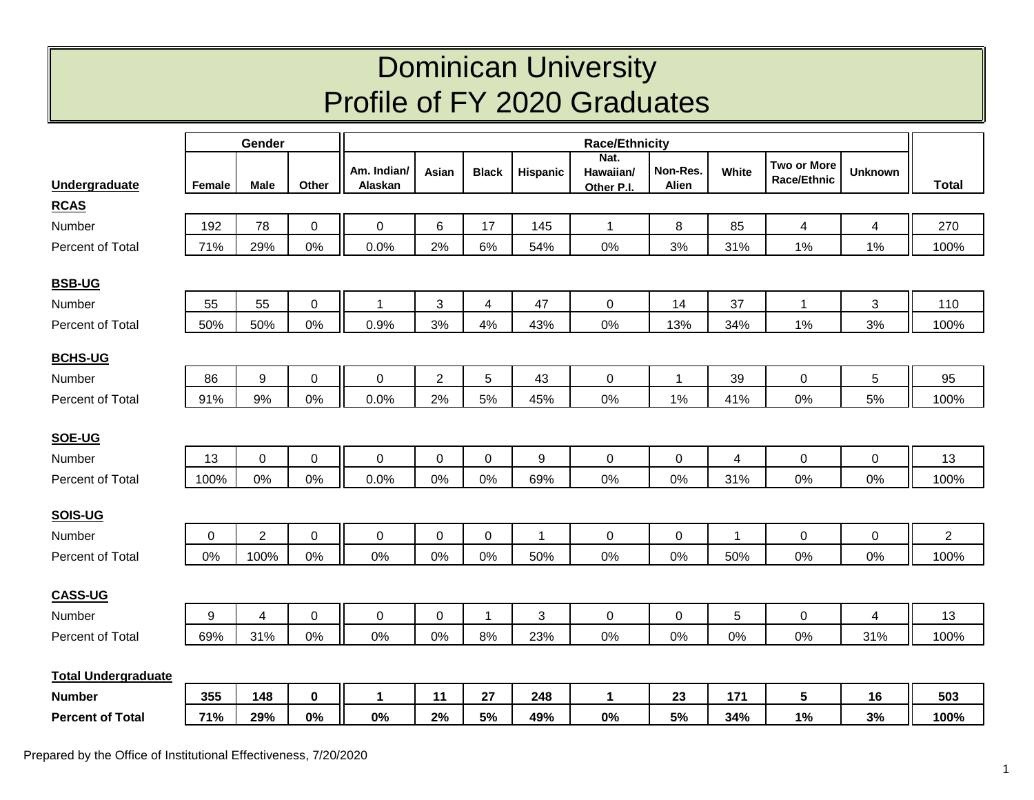# Dominican University
# Profile of FY 2020 Graduates

| Undergraduate | Gender | | | Race/Ethnicity | | | | | | | | | Total |
|---|---|---|---|---|---|---|---|---|---|---|---|---|---|
| | Female | Male | Other | Am. Indian/ Alaskan | Asian | Black | Hispanic | Nat. Hawaiian/ Other P.I. | Non-Res. Alien | White | Two or More Race/Ethnic | Unknown | |
| **RCAS** | | | | | | | | | | | | | |
| Number | 192 | 78 | 0 | 0 | 6 | 17 | 145 | 1 | 8 | 85 | 4 | 4 | 270 |
| Percent of Total | 71% | 29% | 0% | 0.0% | 2% | 6% | 54% | 0% | 3% | 31% | 1% | 1% | 100% |
| **BSB-UG** | | | | | | | | | | | | | |
| Number | 55 | 55 | 0 | 1 | 3 | 4 | 47 | 0 | 14 | 37 | 1 | 3 | 110 |
| Percent of Total | 50% | 50% | 0% | 0.9% | 3% | 4% | 43% | 0% | 13% | 34% | 1% | 3% | 100% |
| **BCHS-UG** | | | | | | | | | | | | | |
| Number | 86 | 9 | 0 | 0 | 2 | 5 | 43 | 0 | 1 | 39 | 0 | 5 | 95 |
| Percent of Total | 91% | 9% | 0% | 0.0% | 2% | 5% | 45% | 0% | 1% | 41% | 0% | 5% | 100% |
| **SOE-UG** | | | | | | | | | | | | | |
| Number | 13 | 0 | 0 | 0 | 0 | 0 | 9 | 0 | 0 | 4 | 0 | 0 | 13 |
| Percent of Total | 100% | 0% | 0% | 0.0% | 0% | 0% | 69% | 0% | 0% | 31% | 0% | 0% | 100% |
| **SOIS-UG** | | | | | | | | | | | | | |
| Number | 0 | 2 | 0 | 0 | 0 | 0 | 1 | 0 | 0 | 1 | 0 | 0 | 2 |
| Percent of Total | 0% | 100% | 0% | 0% | 0% | 0% | 50% | 0% | 0% | 50% | 0% | 0% | 100% |
| **CASS-UG** | | | | | | | | | | | | | |
| Number | 9 | 4 | 0 | 0 | 0 | 1 | 3 | 0 | 0 | 5 | 0 | 4 | 13 |
| Percent of Total | 69% | 31% | 0% | 0% | 0% | 8% | 23% | 0% | 0% | 0% | 0% | 31% | 100% |
| **Total Undergraduate** | | | | | | | | | | | | | |
| **Number** | **355** | **148** | **0** | **1** | **11** | **27** | **248** | **1** | **23** | **171** | **5** | **16** | **503** |
| **Percent of Total** | **71%** | **29%** | **0%** | **0%** | **2%** | **5%** | **49%** | **0%** | **5%** | **34%** | **1%** | **3%** | **100%** |

Prepared by the Office of Institutional Effectiveness, 7/20/2020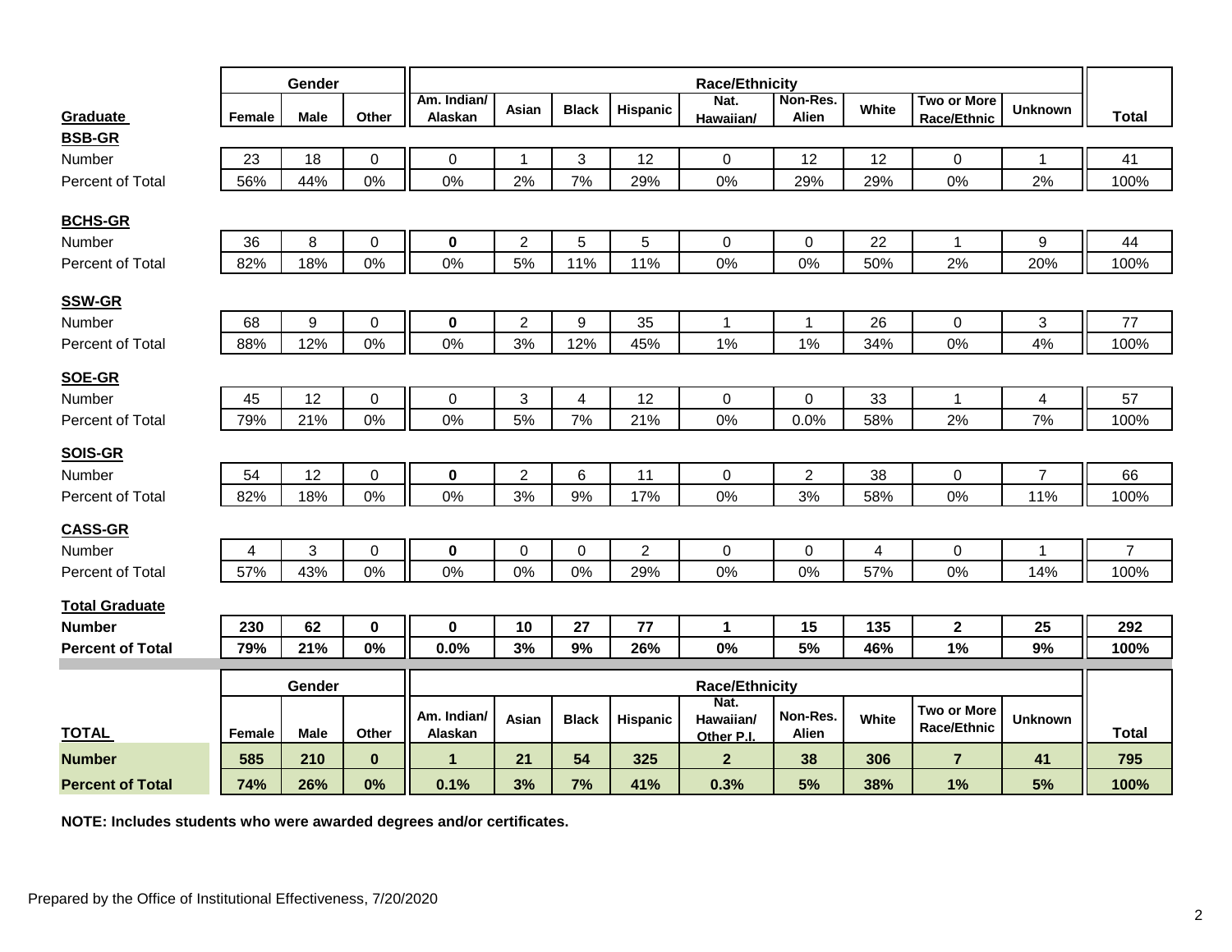| Graduate | Gender | | | Race/Ethnicity | | | | | | | | | Total |
|---|---|---|---|---|---|---|---|---|---|---|---|---|---|
| | Female | Male | Other | Am. Indian/ Alaskan | Asian | Black | Hispanic | Nat. Hawaiian/ | Non-Res. Alien | White | Two or More Race/Ethnic | Unknown | |
| **BSB-GR** | | | | | | | | | | | | | |
| Number | 23 | 18 | 0 | 0 | 1 | 3 | 12 | 0 | 12 | 12 | 0 | 1 | 41 |
| Percent of Total | 56% | 44% | 0% | 0% | 2% | 7% | 29% | 0% | 29% | 29% | 0% | 2% | 100% |
| **BCHS-GR** | | | | | | | | | | | | | |
| Number | 36 | 8 | 0 | **0** | 2 | 5 | 5 | 0 | 0 | 22 | 1 | 9 | 44 |
| Percent of Total | 82% | 18% | 0% | 0% | 5% | 11% | 11% | 0% | 0% | 50% | 2% | 20% | 100% |
| **SSW-GR** | | | | | | | | | | | | | |
| Number | 68 | 9 | 0 | **0** | 2 | 9 | 35 | 1 | 1 | 26 | 0 | 3 | 77 |
| Percent of Total | 88% | 12% | 0% | 0% | 3% | 12% | 45% | 1% | 1% | 34% | 0% | 4% | 100% |
| **SOE-GR** | | | | | | | | | | | | | |
| Number | 45 | 12 | 0 | 0 | 3 | 4 | 12 | 0 | 0 | 33 | 1 | 4 | 57 |
| Percent of Total | 79% | 21% | 0% | 0% | 5% | 7% | 21% | 0% | 0.0% | 58% | 2% | 7% | 100% |
| **SOIS-GR** | | | | | | | | | | | | | |
| Number | 54 | 12 | 0 | **0** | 2 | 6 | 11 | 0 | 2 | 38 | 0 | 7 | 66 |
| Percent of Total | 82% | 18% | 0% | 0% | 3% | 9% | 17% | 0% | 3% | 58% | 0% | 11% | 100% |
| **CASS-GR** | | | | | | | | | | | | | |
| Number | 4 | 3 | 0 | **0** | 0 | 0 | 2 | 0 | 0 | 4 | 0 | 1 | 7 |
| Percent of Total | 57% | 43% | 0% | 0% | 0% | 0% | 29% | 0% | 0% | 57% | 0% | 14% | 100% |
| **Total Graduate** | | | | | | | | | | | | | |
| **Number** | **230** | **62** | **0** | **0** | **10** | **27** | **77** | **1** | **15** | **135** | **2** | **25** | **292** |
| **Percent of Total** | **79%** | **21%** | **0%** | **0.0%** | **3%** | **9%** | **26%** | **0%** | **5%** | **46%** | **1%** | **9%** | **100%** |

| TOTAL | Gender | | | Race/Ethnicity | | | | | | | | | Total |
|---|---|---|---|---|---|---|---|---|---|---|---|---|---|
| | Female | Male | Other | Am. Indian/ Alaskan | Asian | Black | Hispanic | Nat. Hawaiian/ Other P.I. | Non-Res. Alien | White | Two or More Race/Ethnic | Unknown | |
| **Number** | **585** | **210** | **0** | **1** | **21** | **54** | **325** | **2** | **38** | **306** | **7** | **41** | **795** |
| **Percent of Total** | **74%** | **26%** | **0%** | **0.1%** | **3%** | **7%** | **41%** | **0.3%** | **5%** | **38%** | **1%** | **5%** | **100%** |

**NOTE: Includes students who were awarded degrees and/or certificates.**

Prepared by the Office of Institutional Effectiveness, 7/20/2020